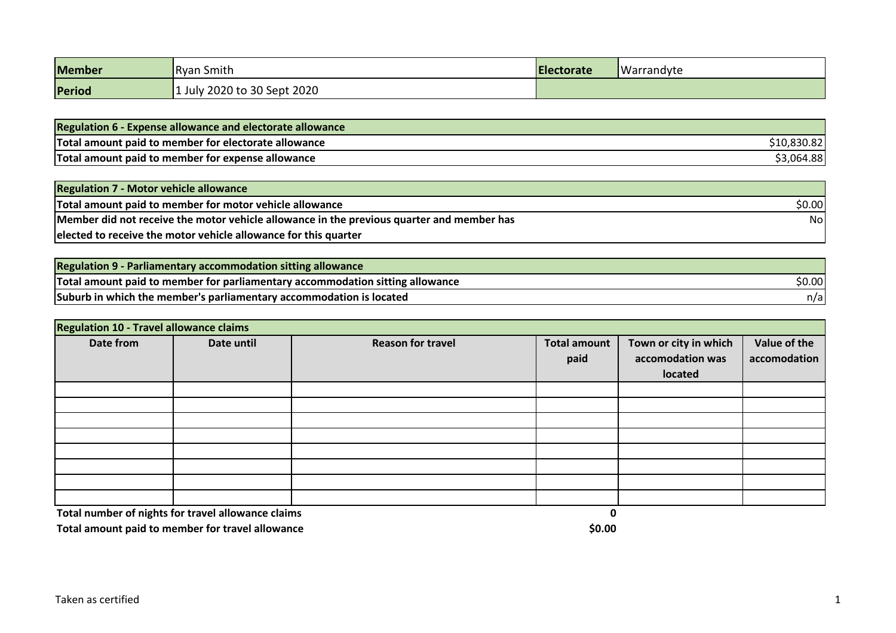| Member | Ryan Smith | Electorate | Warrandyte |
| --- | --- | --- | --- |
| Period | 1 July 2020 to 30 Sept 2020 | | |

| Regulation 6 - Expense allowance and electorate allowance | |
| --- | --- |
| Total amount paid to member for electorate allowance | $10,830.82 |
| Total amount paid to member for expense allowance | $3,064.88 |

| Regulation 7 - Motor vehicle allowance | |
| --- | --- |
| Total amount paid to member for motor vehicle allowance | $0.00 |
| Member did not receive the motor vehicle allowance in the previous quarter and member has elected to receive the motor vehicle allowance for this quarter | No |

| Regulation 9 - Parliamentary accommodation sitting allowance | |
| --- | --- |
| Total amount paid to member for parliamentary accommodation sitting allowance | $0.00 |
| Suburb in which the member's parliamentary accommodation is located | n/a |

**Regulation 10 - Travel allowance claims**

| Date from | Date until | Reason for travel | Total amount paid | Town or city in which accomodation was located | Value of the accomodation |
| --- | --- | --- | --- | --- | --- |
| | | | | | |
| | | | | | |
| | | | | | |
| | | | | | |
| | | | | | |
| | | | | | |
| | | | | | |
| | | | | | |

| | |
| --- | --- |
| **Total number of nights for travel allowance claims** | **0** |
| **Total amount paid to member for travel allowance** | **$0.00** |

Taken as certified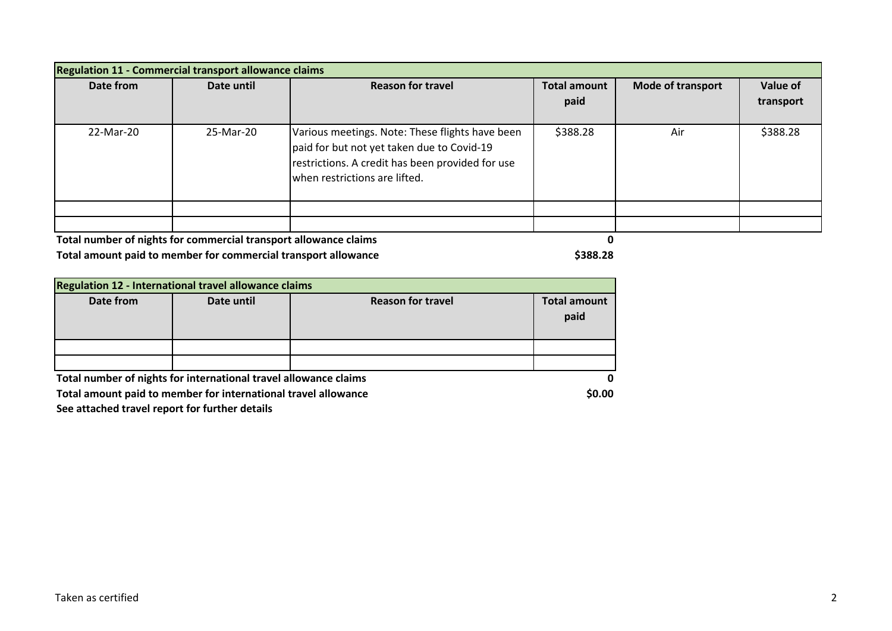| Regulation 11 - Commercial transport allowance claims | | | | | |
|---|---|---|---|---|---|
| **Date from** | **Date until** | **Reason for travel** | **Total amount paid** | **Mode of transport** | **Value of transport** |
| 22-Mar-20 | 25-Mar-20 | Various meetings. Note: These flights have been paid for but not yet taken due to Covid-19 restrictions. A credit has been provided for use when restrictions are lifted. | $388.28 | Air | $388.28 |
| | | | | | |
| | | | | | |

**Total number of nights for commercial transport allowance claims** **0**

**Total amount paid to member for commercial transport allowance** **$388.28**

| Regulation 12 - International travel allowance claims | | | |
|---|---|---|---|
| **Date from** | **Date until** | **Reason for travel** | **Total amount paid** |
| | | | |
| | | | |

**Total number of nights for international travel allowance claims** **0**

**Total amount paid to member for international travel allowance** **$0.00**

**See attached travel report for further details**

Taken as certified